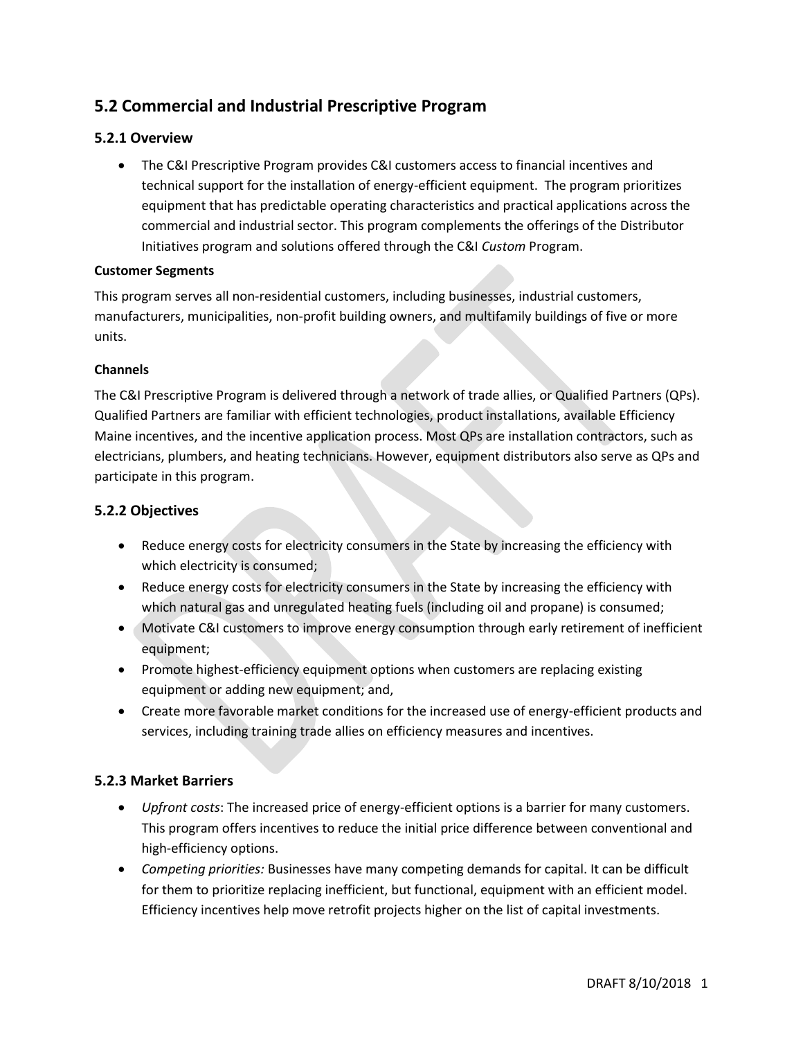## 5.2 Commercial and Industrial Prescriptive Program

### 5.2.1 Overview

- The C&I Prescriptive Program provides C&I customers access to financial incentives and technical support for the installation of energy-efficient equipment. The program prioritizes equipment that has predictable operating characteristics and practical applications across the commercial and industrial sector. This program complements the offerings of the Distributor Initiatives program and solutions offered through the C&I *Custom* Program.

**Customer Segments**

This program serves all non-residential customers, including businesses, industrial customers, manufacturers, municipalities, non-profit building owners, and multifamily buildings of five or more units.

**Channels**

The C&I Prescriptive Program is delivered through a network of trade allies, or Qualified Partners (QPs). Qualified Partners are familiar with efficient technologies, product installations, available Efficiency Maine incentives, and the incentive application process. Most QPs are installation contractors, such as electricians, plumbers, and heating technicians. However, equipment distributors also serve as QPs and participate in this program.

### 5.2.2 Objectives

- Reduce energy costs for electricity consumers in the State by increasing the efficiency with which electricity is consumed;
- Reduce energy costs for electricity consumers in the State by increasing the efficiency with which natural gas and unregulated heating fuels (including oil and propane) is consumed;
- Motivate C&I customers to improve energy consumption through early retirement of inefficient equipment;
- Promote highest-efficiency equipment options when customers are replacing existing equipment or adding new equipment; and,
- Create more favorable market conditions for the increased use of energy-efficient products and services, including training trade allies on efficiency measures and incentives.

### 5.2.3 Market Barriers

- *Upfront costs*: The increased price of energy-efficient options is a barrier for many customers. This program offers incentives to reduce the initial price difference between conventional and high-efficiency options.
- *Competing priorities:* Businesses have many competing demands for capital. It can be difficult for them to prioritize replacing inefficient, but functional, equipment with an efficient model. Efficiency incentives help move retrofit projects higher on the list of capital investments.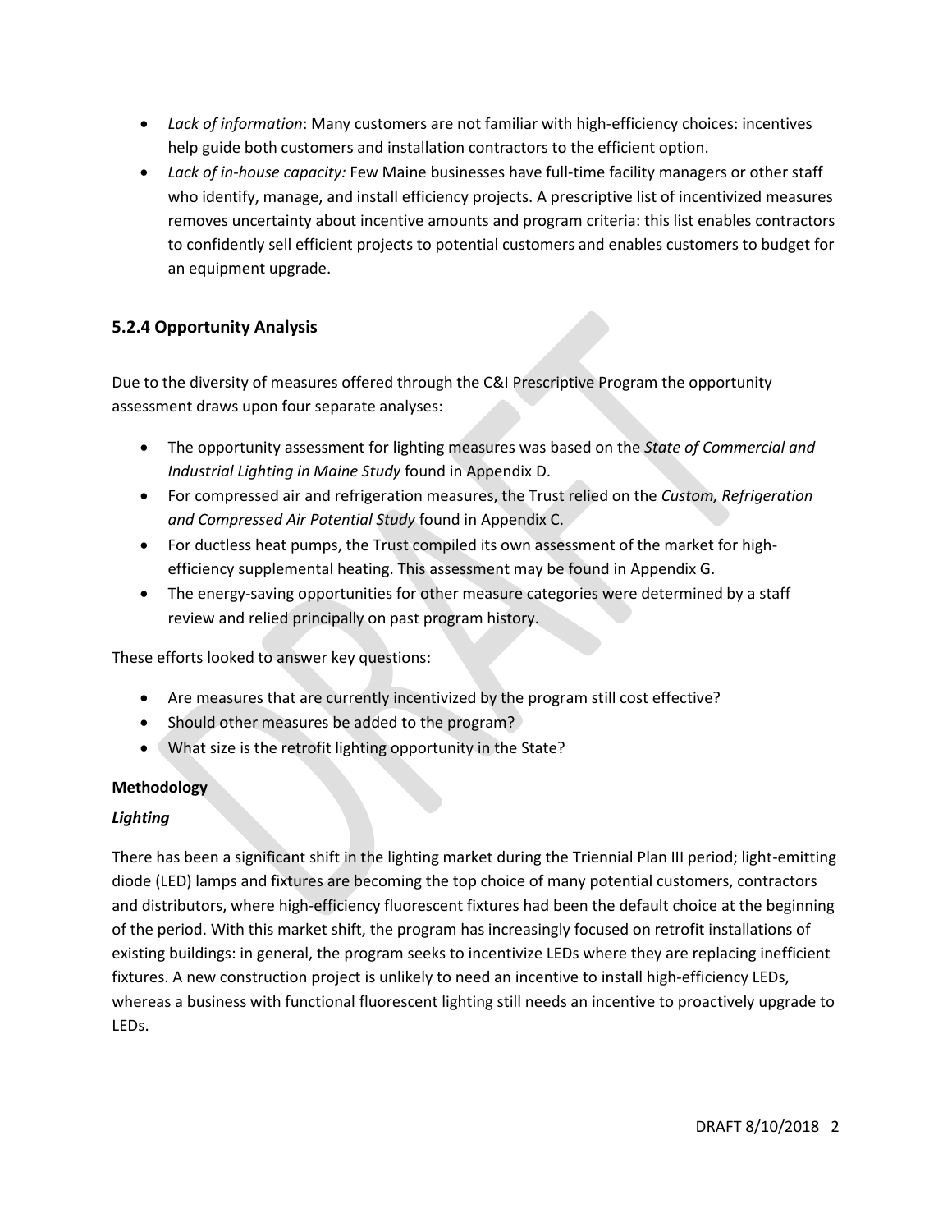- *Lack of information*: Many customers are not familiar with high-efficiency choices: incentives help guide both customers and installation contractors to the efficient option.
- *Lack of in-house capacity:* Few Maine businesses have full-time facility managers or other staff who identify, manage, and install efficiency projects. A prescriptive list of incentivized measures removes uncertainty about incentive amounts and program criteria: this list enables contractors to confidently sell efficient projects to potential customers and enables customers to budget for an equipment upgrade.

### 5.2.4 Opportunity Analysis

Due to the diversity of measures offered through the C&I Prescriptive Program the opportunity assessment draws upon four separate analyses:

- The opportunity assessment for lighting measures was based on the *State of Commercial and Industrial Lighting in Maine Study* found in Appendix D.
- For compressed air and refrigeration measures, the Trust relied on the *Custom, Refrigeration and Compressed Air Potential Study* found in Appendix C.
- For ductless heat pumps, the Trust compiled its own assessment of the market for high-efficiency supplemental heating. This assessment may be found in Appendix G.
- The energy-saving opportunities for other measure categories were determined by a staff review and relied principally on past program history.

These efforts looked to answer key questions:

- Are measures that are currently incentivized by the program still cost effective?
- Should other measures be added to the program?
- What size is the retrofit lighting opportunity in the State?

**Methodology**

***Lighting***

There has been a significant shift in the lighting market during the Triennial Plan III period; light-emitting diode (LED) lamps and fixtures are becoming the top choice of many potential customers, contractors and distributors, where high-efficiency fluorescent fixtures had been the default choice at the beginning of the period. With this market shift, the program has increasingly focused on retrofit installations of existing buildings: in general, the program seeks to incentivize LEDs where they are replacing inefficient fixtures. A new construction project is unlikely to need an incentive to install high-efficiency LEDs, whereas a business with functional fluorescent lighting still needs an incentive to proactively upgrade to LEDs.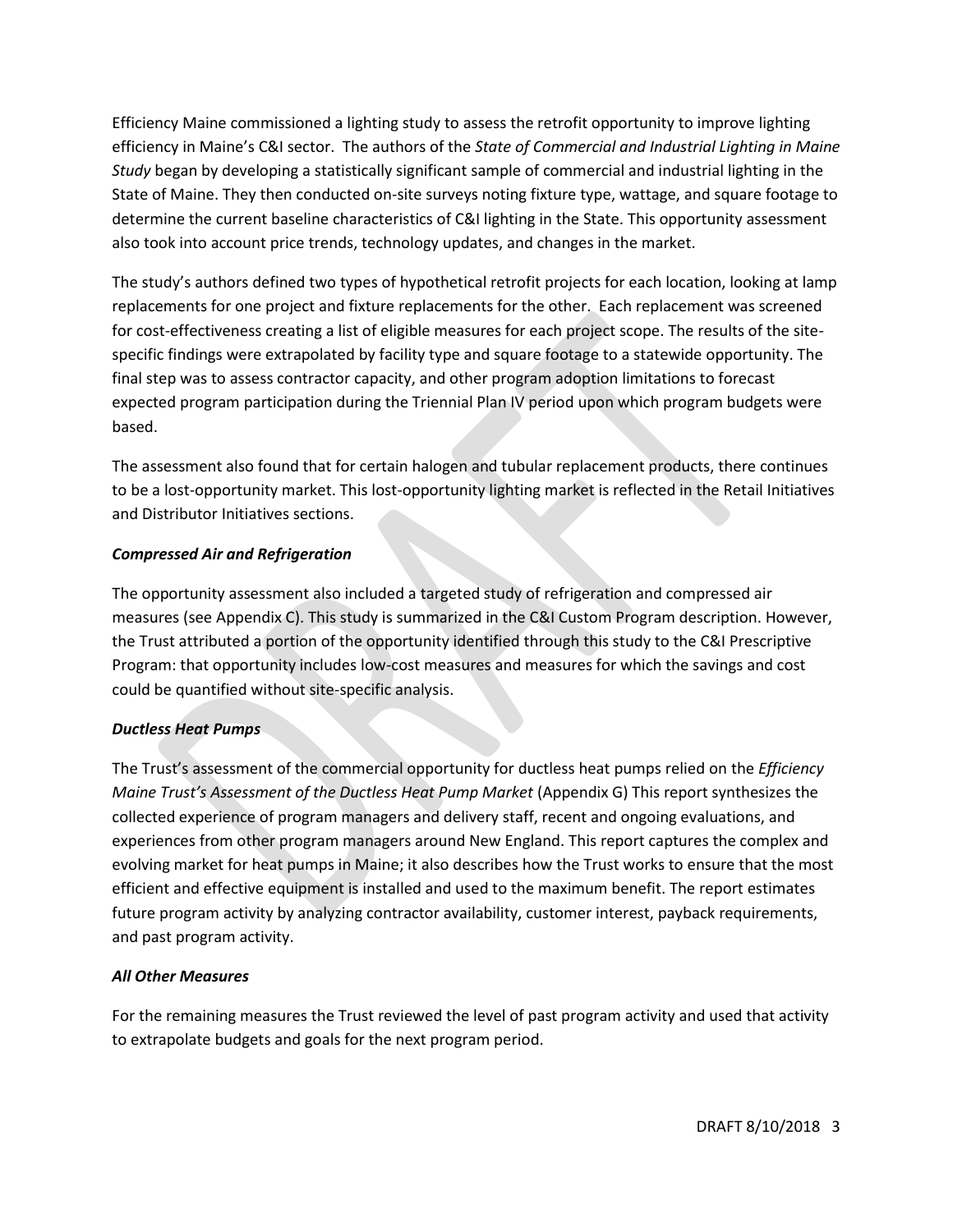Efficiency Maine commissioned a lighting study to assess the retrofit opportunity to improve lighting efficiency in Maine's C&I sector. The authors of the *State of Commercial and Industrial Lighting in Maine Study* began by developing a statistically significant sample of commercial and industrial lighting in the State of Maine. They then conducted on-site surveys noting fixture type, wattage, and square footage to determine the current baseline characteristics of C&I lighting in the State. This opportunity assessment also took into account price trends, technology updates, and changes in the market.

The study's authors defined two types of hypothetical retrofit projects for each location, looking at lamp replacements for one project and fixture replacements for the other. Each replacement was screened for cost-effectiveness creating a list of eligible measures for each project scope. The results of the site-specific findings were extrapolated by facility type and square footage to a statewide opportunity. The final step was to assess contractor capacity, and other program adoption limitations to forecast expected program participation during the Triennial Plan IV period upon which program budgets were based.

The assessment also found that for certain halogen and tubular replacement products, there continues to be a lost-opportunity market. This lost-opportunity lighting market is reflected in the Retail Initiatives and Distributor Initiatives sections.

***Compressed Air and Refrigeration***

The opportunity assessment also included a targeted study of refrigeration and compressed air measures (see Appendix C). This study is summarized in the C&I Custom Program description. However, the Trust attributed a portion of the opportunity identified through this study to the C&I Prescriptive Program: that opportunity includes low-cost measures and measures for which the savings and cost could be quantified without site-specific analysis.

***Ductless Heat Pumps***

The Trust's assessment of the commercial opportunity for ductless heat pumps relied on the *Efficiency Maine Trust's Assessment of the Ductless Heat Pump Market* (Appendix G) This report synthesizes the collected experience of program managers and delivery staff, recent and ongoing evaluations, and experiences from other program managers around New England. This report captures the complex and evolving market for heat pumps in Maine; it also describes how the Trust works to ensure that the most efficient and effective equipment is installed and used to the maximum benefit. The report estimates future program activity by analyzing contractor availability, customer interest, payback requirements, and past program activity.

***All Other Measures***

For the remaining measures the Trust reviewed the level of past program activity and used that activity to extrapolate budgets and goals for the next program period.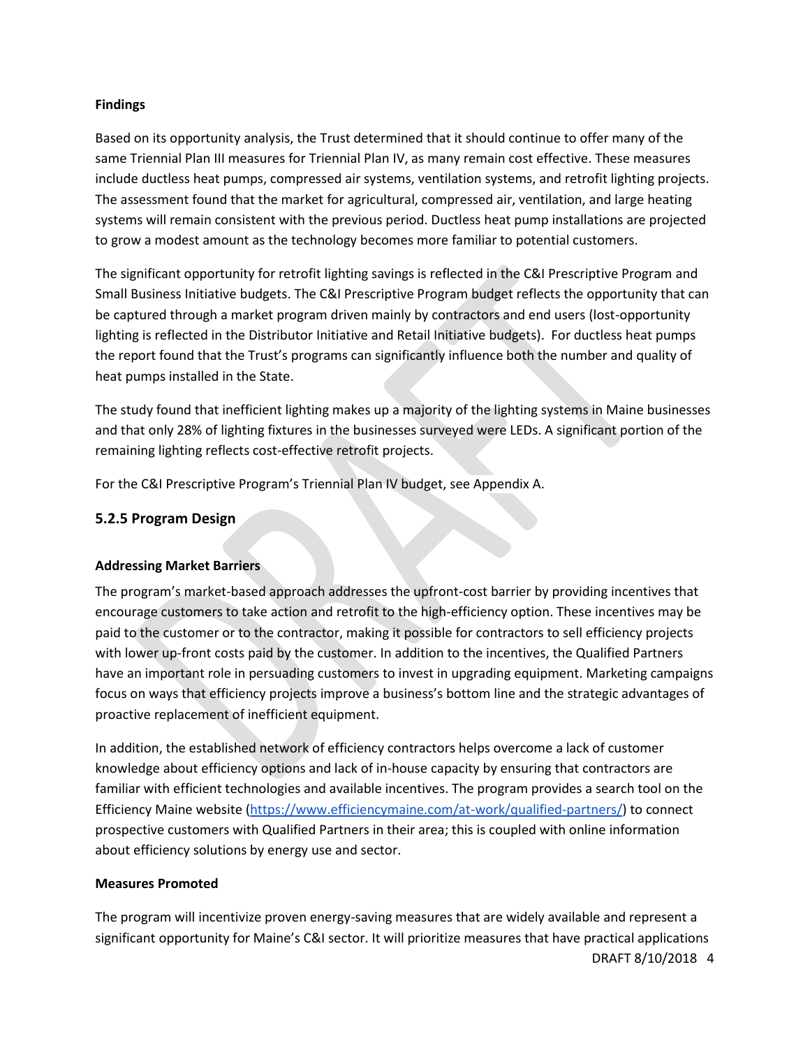**Findings**

Based on its opportunity analysis, the Trust determined that it should continue to offer many of the same Triennial Plan III measures for Triennial Plan IV, as many remain cost effective. These measures include ductless heat pumps, compressed air systems, ventilation systems, and retrofit lighting projects. The assessment found that the market for agricultural, compressed air, ventilation, and large heating systems will remain consistent with the previous period. Ductless heat pump installations are projected to grow a modest amount as the technology becomes more familiar to potential customers.

The significant opportunity for retrofit lighting savings is reflected in the C&I Prescriptive Program and Small Business Initiative budgets. The C&I Prescriptive Program budget reflects the opportunity that can be captured through a market program driven mainly by contractors and end users (lost-opportunity lighting is reflected in the Distributor Initiative and Retail Initiative budgets). For ductless heat pumps the report found that the Trust's programs can significantly influence both the number and quality of heat pumps installed in the State.

The study found that inefficient lighting makes up a majority of the lighting systems in Maine businesses and that only 28% of lighting fixtures in the businesses surveyed were LEDs. A significant portion of the remaining lighting reflects cost-effective retrofit projects.

For the C&I Prescriptive Program's Triennial Plan IV budget, see Appendix A.

### 5.2.5 Program Design

**Addressing Market Barriers**

The program's market-based approach addresses the upfront-cost barrier by providing incentives that encourage customers to take action and retrofit to the high-efficiency option. These incentives may be paid to the customer or to the contractor, making it possible for contractors to sell efficiency projects with lower up-front costs paid by the customer. In addition to the incentives, the Qualified Partners have an important role in persuading customers to invest in upgrading equipment. Marketing campaigns focus on ways that efficiency projects improve a business's bottom line and the strategic advantages of proactive replacement of inefficient equipment.

In addition, the established network of efficiency contractors helps overcome a lack of customer knowledge about efficiency options and lack of in-house capacity by ensuring that contractors are familiar with efficient technologies and available incentives. The program provides a search tool on the Efficiency Maine website (https://www.efficiencymaine.com/at-work/qualified-partners/) to connect prospective customers with Qualified Partners in their area; this is coupled with online information about efficiency solutions by energy use and sector.

**Measures Promoted**

The program will incentivize proven energy-saving measures that are widely available and represent a significant opportunity for Maine's C&I sector. It will prioritize measures that have practical applications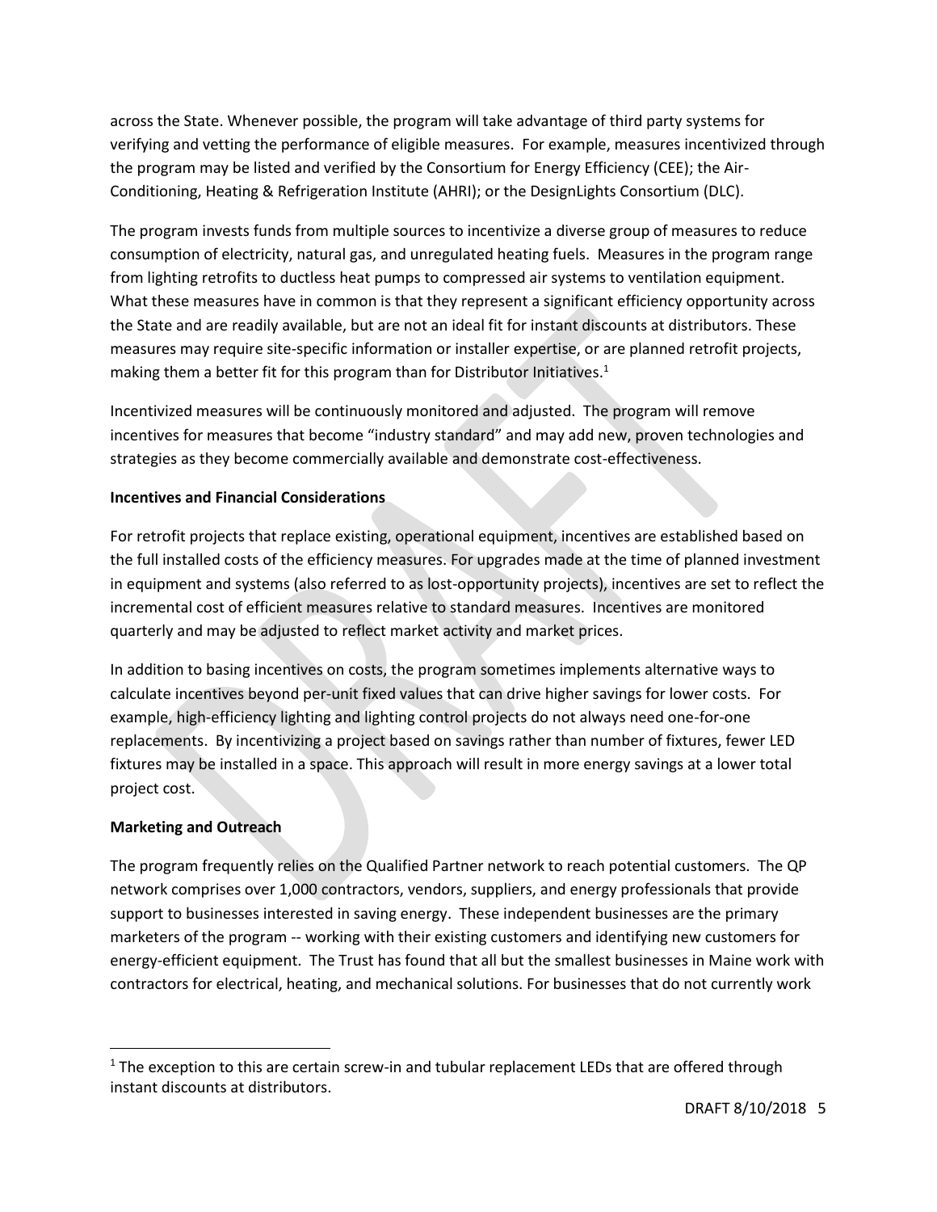across the State. Whenever possible, the program will take advantage of third party systems for verifying and vetting the performance of eligible measures. For example, measures incentivized through the program may be listed and verified by the Consortium for Energy Efficiency (CEE); the Air-Conditioning, Heating & Refrigeration Institute (AHRI); or the DesignLights Consortium (DLC).

The program invests funds from multiple sources to incentivize a diverse group of measures to reduce consumption of electricity, natural gas, and unregulated heating fuels. Measures in the program range from lighting retrofits to ductless heat pumps to compressed air systems to ventilation equipment. What these measures have in common is that they represent a significant efficiency opportunity across the State and are readily available, but are not an ideal fit for instant discounts at distributors. These measures may require site-specific information or installer expertise, or are planned retrofit projects, making them a better fit for this program than for Distributor Initiatives.[1]

Incentivized measures will be continuously monitored and adjusted. The program will remove incentives for measures that become "industry standard" and may add new, proven technologies and strategies as they become commercially available and demonstrate cost-effectiveness.

**Incentives and Financial Considerations**

For retrofit projects that replace existing, operational equipment, incentives are established based on the full installed costs of the efficiency measures. For upgrades made at the time of planned investment in equipment and systems (also referred to as lost-opportunity projects), incentives are set to reflect the incremental cost of efficient measures relative to standard measures. Incentives are monitored quarterly and may be adjusted to reflect market activity and market prices.

In addition to basing incentives on costs, the program sometimes implements alternative ways to calculate incentives beyond per-unit fixed values that can drive higher savings for lower costs. For example, high-efficiency lighting and lighting control projects do not always need one-for-one replacements. By incentivizing a project based on savings rather than number of fixtures, fewer LED fixtures may be installed in a space. This approach will result in more energy savings at a lower total project cost.

**Marketing and Outreach**

The program frequently relies on the Qualified Partner network to reach potential customers. The QP network comprises over 1,000 contractors, vendors, suppliers, and energy professionals that provide support to businesses interested in saving energy. These independent businesses are the primary marketers of the program -- working with their existing customers and identifying new customers for energy-efficient equipment. The Trust has found that all but the smallest businesses in Maine work with contractors for electrical, heating, and mechanical solutions. For businesses that do not currently work

[1] The exception to this are certain screw-in and tubular replacement LEDs that are offered through instant discounts at distributors.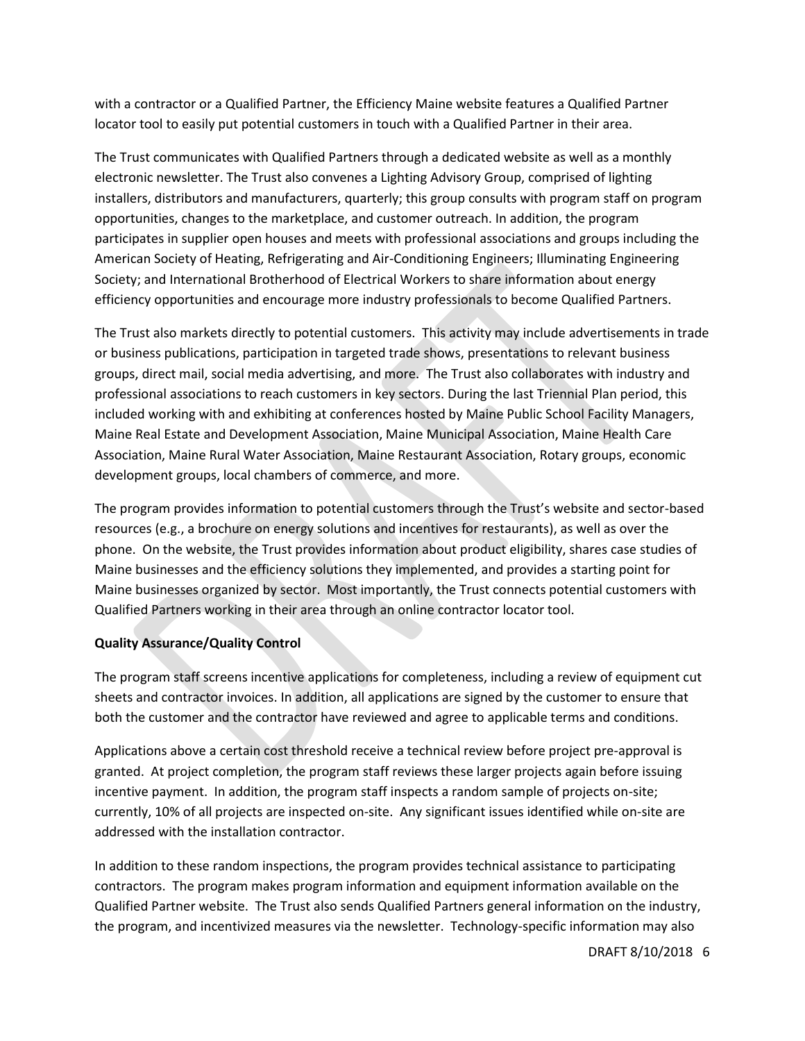with a contractor or a Qualified Partner, the Efficiency Maine website features a Qualified Partner locator tool to easily put potential customers in touch with a Qualified Partner in their area.

The Trust communicates with Qualified Partners through a dedicated website as well as a monthly electronic newsletter. The Trust also convenes a Lighting Advisory Group, comprised of lighting installers, distributors and manufacturers, quarterly; this group consults with program staff on program opportunities, changes to the marketplace, and customer outreach. In addition, the program participates in supplier open houses and meets with professional associations and groups including the American Society of Heating, Refrigerating and Air-Conditioning Engineers; Illuminating Engineering Society; and International Brotherhood of Electrical Workers to share information about energy efficiency opportunities and encourage more industry professionals to become Qualified Partners.

The Trust also markets directly to potential customers. This activity may include advertisements in trade or business publications, participation in targeted trade shows, presentations to relevant business groups, direct mail, social media advertising, and more. The Trust also collaborates with industry and professional associations to reach customers in key sectors. During the last Triennial Plan period, this included working with and exhibiting at conferences hosted by Maine Public School Facility Managers, Maine Real Estate and Development Association, Maine Municipal Association, Maine Health Care Association, Maine Rural Water Association, Maine Restaurant Association, Rotary groups, economic development groups, local chambers of commerce, and more.

The program provides information to potential customers through the Trust's website and sector-based resources (e.g., a brochure on energy solutions and incentives for restaurants), as well as over the phone. On the website, the Trust provides information about product eligibility, shares case studies of Maine businesses and the efficiency solutions they implemented, and provides a starting point for Maine businesses organized by sector. Most importantly, the Trust connects potential customers with Qualified Partners working in their area through an online contractor locator tool.

**Quality Assurance/Quality Control**

The program staff screens incentive applications for completeness, including a review of equipment cut sheets and contractor invoices. In addition, all applications are signed by the customer to ensure that both the customer and the contractor have reviewed and agree to applicable terms and conditions.

Applications above a certain cost threshold receive a technical review before project pre-approval is granted. At project completion, the program staff reviews these larger projects again before issuing incentive payment. In addition, the program staff inspects a random sample of projects on-site; currently, 10% of all projects are inspected on-site. Any significant issues identified while on-site are addressed with the installation contractor.

In addition to these random inspections, the program provides technical assistance to participating contractors. The program makes program information and equipment information available on the Qualified Partner website. The Trust also sends Qualified Partners general information on the industry, the program, and incentivized measures via the newsletter. Technology-specific information may also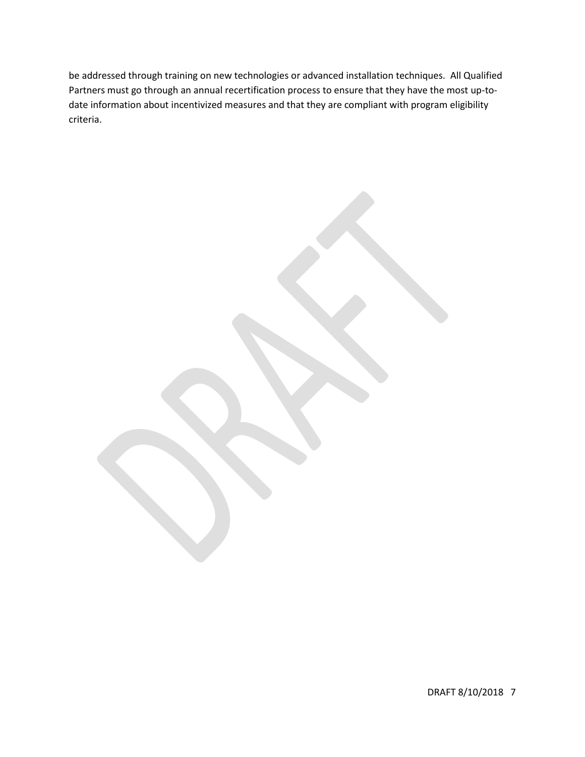be addressed through training on new technologies or advanced installation techniques. All Qualified Partners must go through an annual recertification process to ensure that they have the most up-to-date information about incentivized measures and that they are compliant with program eligibility criteria.